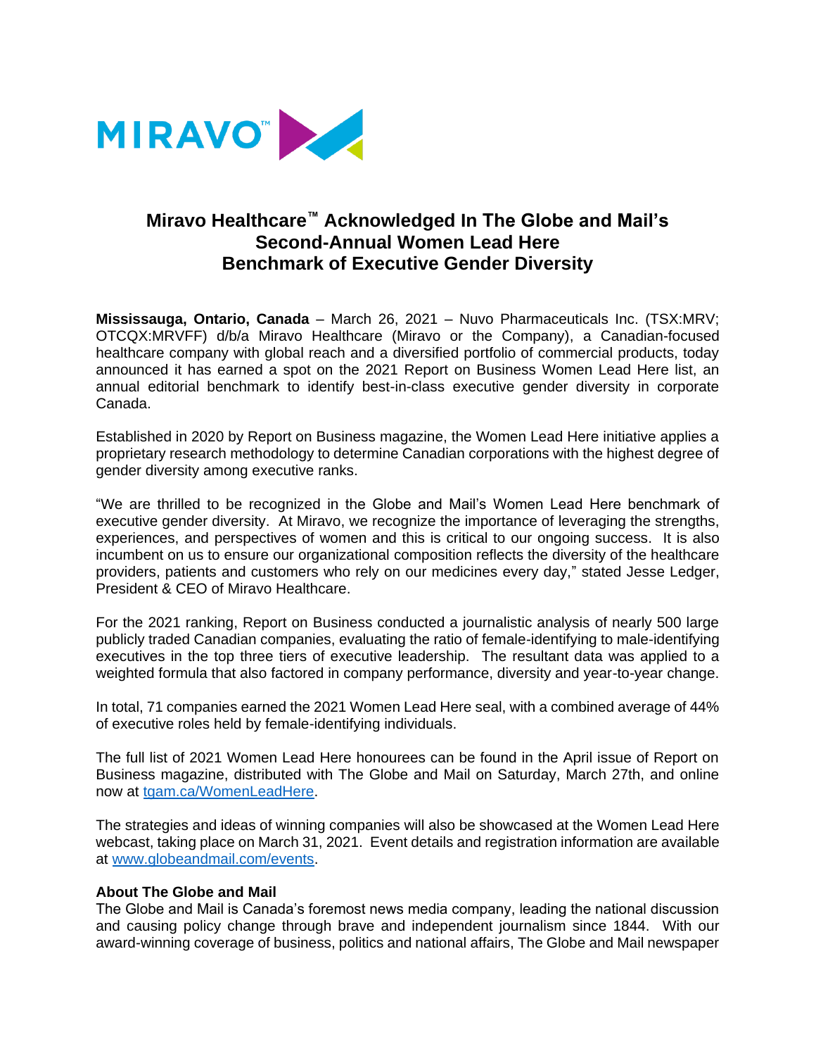MIRAVO™

# Miravo Healthcare™ Acknowledged In The Globe and Mail's Second-Annual Women Lead Here Benchmark of Executive Gender Diversity

**Mississauga, Ontario, Canada** – March 26, 2021 – Nuvo Pharmaceuticals Inc. (TSX:MRV; OTCQX:MRVFF) d/b/a Miravo Healthcare (Miravo or the Company), a Canadian-focused healthcare company with global reach and a diversified portfolio of commercial products, today announced it has earned a spot on the 2021 Report on Business Women Lead Here list, an annual editorial benchmark to identify best-in-class executive gender diversity in corporate Canada.

Established in 2020 by Report on Business magazine, the Women Lead Here initiative applies a proprietary research methodology to determine Canadian corporations with the highest degree of gender diversity among executive ranks.

"We are thrilled to be recognized in the Globe and Mail's Women Lead Here benchmark of executive gender diversity. At Miravo, we recognize the importance of leveraging the strengths, experiences, and perspectives of women and this is critical to our ongoing success. It is also incumbent on us to ensure our organizational composition reflects the diversity of the healthcare providers, patients and customers who rely on our medicines every day," stated Jesse Ledger, President & CEO of Miravo Healthcare.

For the 2021 ranking, Report on Business conducted a journalistic analysis of nearly 500 large publicly traded Canadian companies, evaluating the ratio of female-identifying to male-identifying executives in the top three tiers of executive leadership. The resultant data was applied to a weighted formula that also factored in company performance, diversity and year-to-year change.

In total, 71 companies earned the 2021 Women Lead Here seal, with a combined average of 44% of executive roles held by female-identifying individuals.

The full list of 2021 Women Lead Here honourees can be found in the April issue of Report on Business magazine, distributed with The Globe and Mail on Saturday, March 27th, and online now at [tgam.ca/WomenLeadHere](tgam.ca/WomenLeadHere).

The strategies and ideas of winning companies will also be showcased at the Women Lead Here webcast, taking place on March 31, 2021. Event details and registration information are available at [www.globeandmail.com/events](www.globeandmail.com/events).

**About The Globe and Mail**
The Globe and Mail is Canada's foremost news media company, leading the national discussion and causing policy change through brave and independent journalism since 1844. With our award-winning coverage of business, politics and national affairs, The Globe and Mail newspaper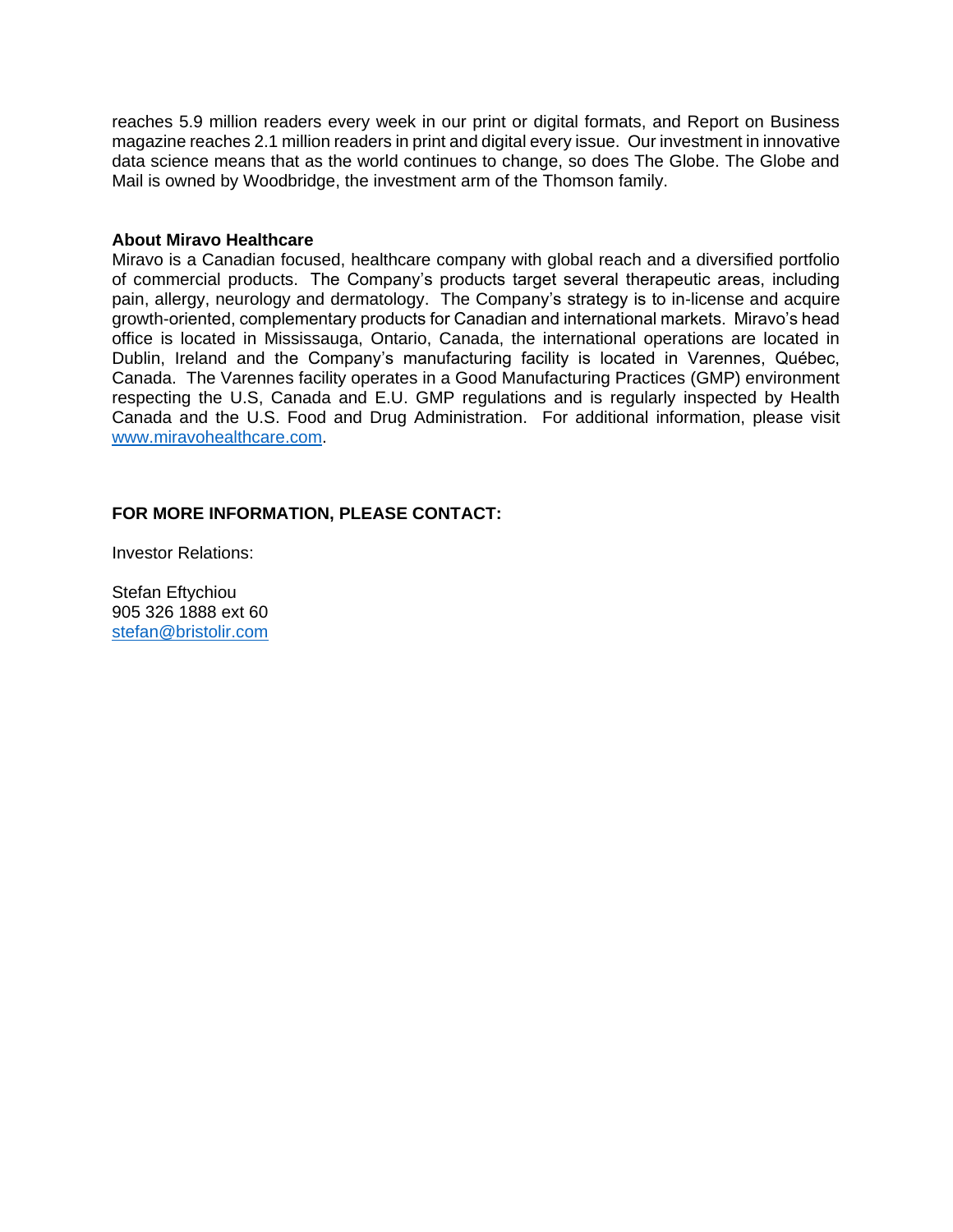reaches 5.9 million readers every week in our print or digital formats, and Report on Business magazine reaches 2.1 million readers in print and digital every issue. Our investment in innovative data science means that as the world continues to change, so does The Globe. The Globe and Mail is owned by Woodbridge, the investment arm of the Thomson family.

**About Miravo Healthcare**

Miravo is a Canadian focused, healthcare company with global reach and a diversified portfolio of commercial products. The Company's products target several therapeutic areas, including pain, allergy, neurology and dermatology. The Company's strategy is to in-license and acquire growth-oriented, complementary products for Canadian and international markets. Miravo's head office is located in Mississauga, Ontario, Canada, the international operations are located in Dublin, Ireland and the Company's manufacturing facility is located in Varennes, Québec, Canada. The Varennes facility operates in a Good Manufacturing Practices (GMP) environment respecting the U.S, Canada and E.U. GMP regulations and is regularly inspected by Health Canada and the U.S. Food and Drug Administration. For additional information, please visit www.miravohealthcare.com.

**FOR MORE INFORMATION, PLEASE CONTACT:**

Investor Relations:

Stefan Eftychiou
905 326 1888 ext 60
stefan@bristolir.com